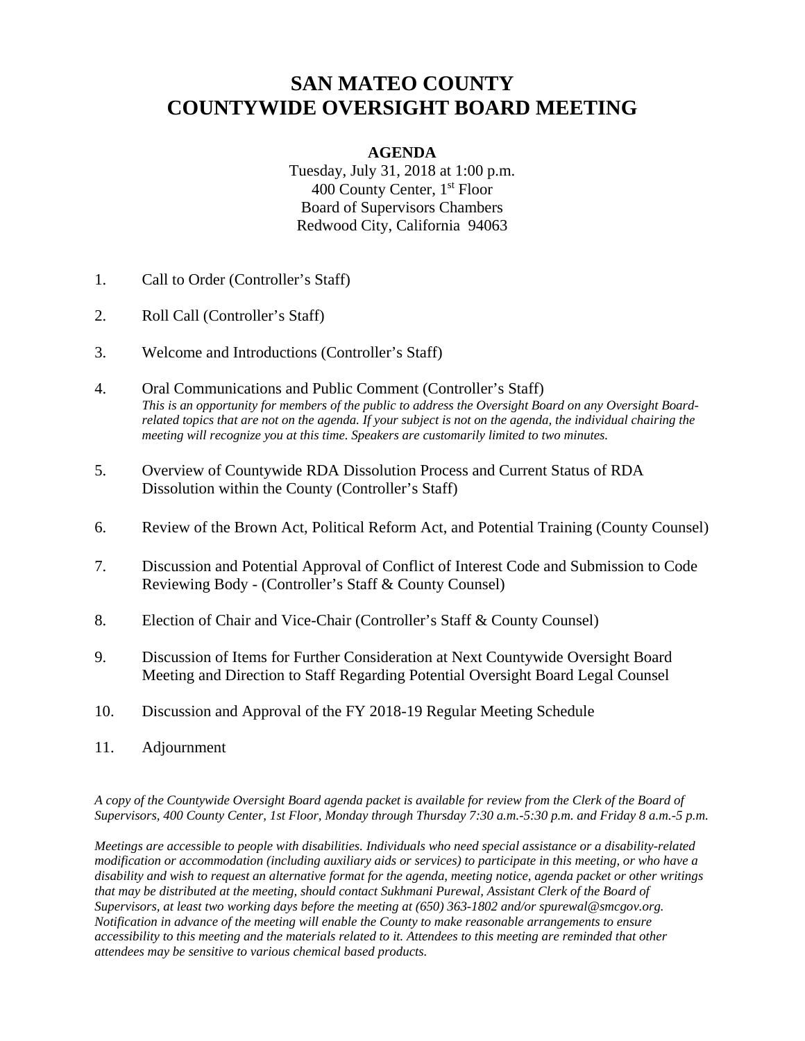# SAN MATEO COUNTY
# COUNTYWIDE OVERSIGHT BOARD MEETING

**AGENDA**

Tuesday, July 31, 2018 at 1:00 p.m.
400 County Center, 1st Floor
Board of Supervisors Chambers
Redwood City, California 94063

1. Call to Order (Controller's Staff)

2. Roll Call (Controller's Staff)

3. Welcome and Introductions (Controller's Staff)

4. Oral Communications and Public Comment (Controller's Staff)
   *This is an opportunity for members of the public to address the Oversight Board on any Oversight Board-related topics that are not on the agenda. If your subject is not on the agenda, the individual chairing the meeting will recognize you at this time. Speakers are customarily limited to two minutes.*

5. Overview of Countywide RDA Dissolution Process and Current Status of RDA Dissolution within the County (Controller's Staff)

6. Review of the Brown Act, Political Reform Act, and Potential Training (County Counsel)

7. Discussion and Potential Approval of Conflict of Interest Code and Submission to Code Reviewing Body - (Controller's Staff & County Counsel)

8. Election of Chair and Vice-Chair (Controller's Staff & County Counsel)

9. Discussion of Items for Further Consideration at Next Countywide Oversight Board Meeting and Direction to Staff Regarding Potential Oversight Board Legal Counsel

10. Discussion and Approval of the FY 2018-19 Regular Meeting Schedule

11. Adjournment

*A copy of the Countywide Oversight Board agenda packet is available for review from the Clerk of the Board of Supervisors, 400 County Center, 1st Floor, Monday through Thursday 7:30 a.m.-5:30 p.m. and Friday 8 a.m.-5 p.m.*

*Meetings are accessible to people with disabilities. Individuals who need special assistance or a disability-related modification or accommodation (including auxiliary aids or services) to participate in this meeting, or who have a disability and wish to request an alternative format for the agenda, meeting notice, agenda packet or other writings that may be distributed at the meeting, should contact Sukhmani Purewal, Assistant Clerk of the Board of Supervisors, at least two working days before the meeting at (650) 363-1802 and/or spurewal@smcgov.org. Notification in advance of the meeting will enable the County to make reasonable arrangements to ensure accessibility to this meeting and the materials related to it. Attendees to this meeting are reminded that other attendees may be sensitive to various chemical based products.*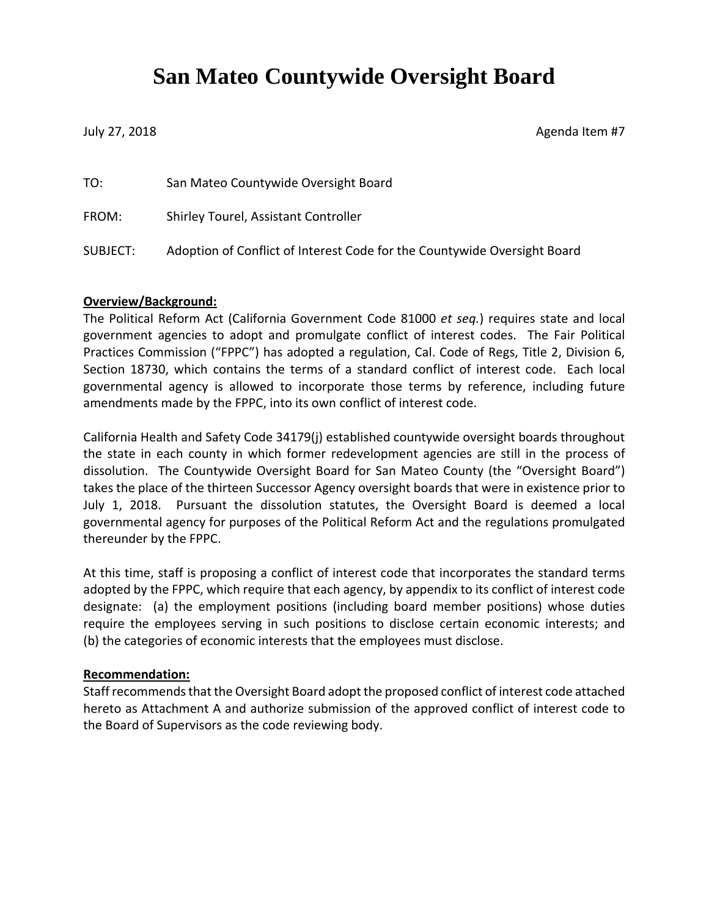# San Mateo Countywide Oversight Board

July 27, 2018 Agenda Item #7

TO: San Mateo Countywide Oversight Board

FROM: Shirley Tourel, Assistant Controller

SUBJECT: Adoption of Conflict of Interest Code for the Countywide Oversight Board

**Overview/Background:**

The Political Reform Act (California Government Code 81000 *et seq.*) requires state and local government agencies to adopt and promulgate conflict of interest codes. The Fair Political Practices Commission ("FPPC") has adopted a regulation, Cal. Code of Regs, Title 2, Division 6, Section 18730, which contains the terms of a standard conflict of interest code. Each local governmental agency is allowed to incorporate those terms by reference, including future amendments made by the FPPC, into its own conflict of interest code.

California Health and Safety Code 34179(j) established countywide oversight boards throughout the state in each county in which former redevelopment agencies are still in the process of dissolution. The Countywide Oversight Board for San Mateo County (the "Oversight Board") takes the place of the thirteen Successor Agency oversight boards that were in existence prior to July 1, 2018. Pursuant the dissolution statutes, the Oversight Board is deemed a local governmental agency for purposes of the Political Reform Act and the regulations promulgated thereunder by the FPPC.

At this time, staff is proposing a conflict of interest code that incorporates the standard terms adopted by the FPPC, which require that each agency, by appendix to its conflict of interest code designate: (a) the employment positions (including board member positions) whose duties require the employees serving in such positions to disclose certain economic interests; and (b) the categories of economic interests that the employees must disclose.

**Recommendation:**

Staff recommends that the Oversight Board adopt the proposed conflict of interest code attached hereto as Attachment A and authorize submission of the approved conflict of interest code to the Board of Supervisors as the code reviewing body.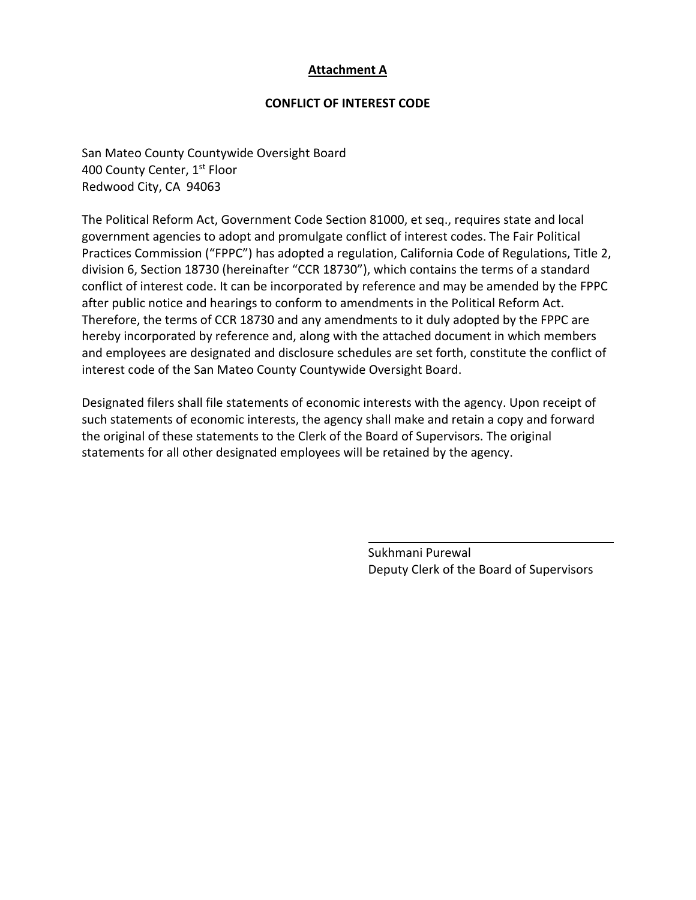**Attachment A**

**CONFLICT OF INTEREST CODE**

San Mateo County Countywide Oversight Board
400 County Center, 1st Floor
Redwood City, CA 94063

The Political Reform Act, Government Code Section 81000, et seq., requires state and local government agencies to adopt and promulgate conflict of interest codes. The Fair Political Practices Commission ("FPPC") has adopted a regulation, California Code of Regulations, Title 2, division 6, Section 18730 (hereinafter "CCR 18730"), which contains the terms of a standard conflict of interest code. It can be incorporated by reference and may be amended by the FPPC after public notice and hearings to conform to amendments in the Political Reform Act. Therefore, the terms of CCR 18730 and any amendments to it duly adopted by the FPPC are hereby incorporated by reference and, along with the attached document in which members and employees are designated and disclosure schedules are set forth, constitute the conflict of interest code of the San Mateo County Countywide Oversight Board.

Designated filers shall file statements of economic interests with the agency. Upon receipt of such statements of economic interests, the agency shall make and retain a copy and forward the original of these statements to the Clerk of the Board of Supervisors. The original statements for all other designated employees will be retained by the agency.

Sukhmani Purewal
Deputy Clerk of the Board of Supervisors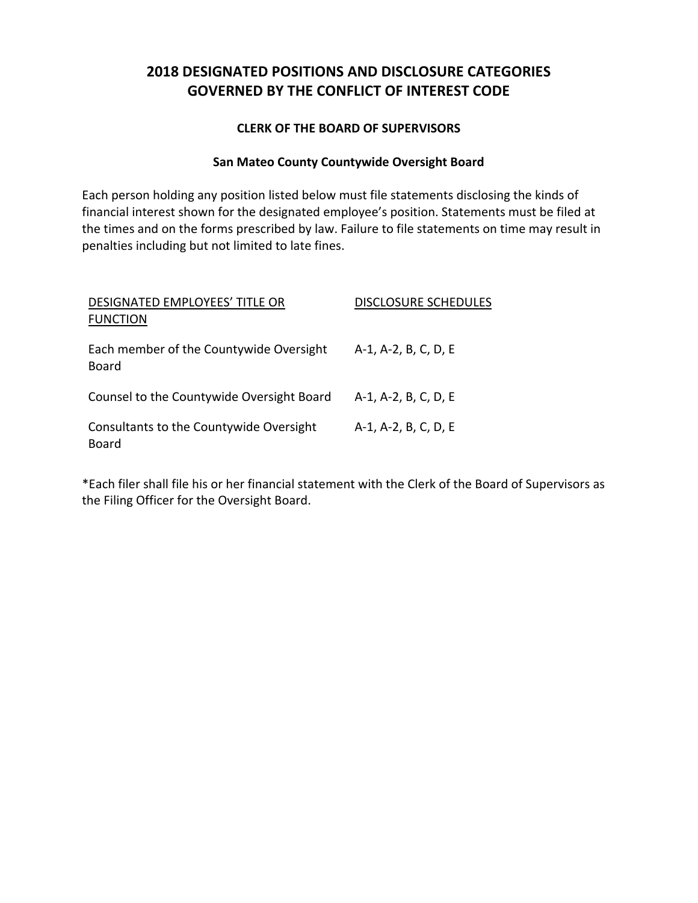# 2018 DESIGNATED POSITIONS AND DISCLOSURE CATEGORIES GOVERNED BY THE CONFLICT OF INTEREST CODE

### CLERK OF THE BOARD OF SUPERVISORS

### San Mateo County Countywide Oversight Board

Each person holding any position listed below must file statements disclosing the kinds of financial interest shown for the designated employee's position. Statements must be filed at the times and on the forms prescribed by law. Failure to file statements on time may result in penalties including but not limited to late fines.

| DESIGNATED EMPLOYEES' TITLE OR FUNCTION | DISCLOSURE SCHEDULES |
| --- | --- |
| Each member of the Countywide Oversight Board | A-1, A-2, B, C, D, E |
| Counsel to the Countywide Oversight Board | A-1, A-2, B, C, D, E |
| Consultants to the Countywide Oversight Board | A-1, A-2, B, C, D, E |

*Each filer shall file his or her financial statement with the Clerk of the Board of Supervisors as the Filing Officer for the Oversight Board.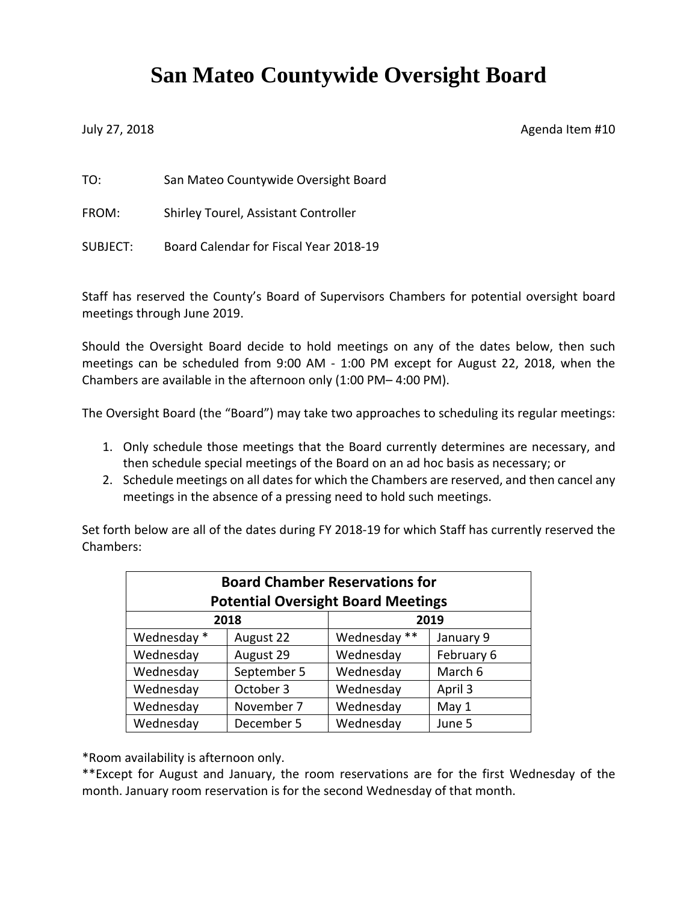# San Mateo Countywide Oversight Board

July 27, 2018 Agenda Item #10

TO: San Mateo Countywide Oversight Board

FROM: Shirley Tourel, Assistant Controller

SUBJECT: Board Calendar for Fiscal Year 2018-19

Staff has reserved the County's Board of Supervisors Chambers for potential oversight board meetings through June 2019.

Should the Oversight Board decide to hold meetings on any of the dates below, then such meetings can be scheduled from 9:00 AM - 1:00 PM except for August 22, 2018, when the Chambers are available in the afternoon only (1:00 PM– 4:00 PM).

The Oversight Board (the "Board") may take two approaches to scheduling its regular meetings:

1. Only schedule those meetings that the Board currently determines are necessary, and then schedule special meetings of the Board on an ad hoc basis as necessary; or
2. Schedule meetings on all dates for which the Chambers are reserved, and then cancel any meetings in the absence of a pressing need to hold such meetings.

Set forth below are all of the dates during FY 2018-19 for which Staff has currently reserved the Chambers:

| **Board Chamber Reservations for Potential Oversight Board Meetings** | | | |
|---|---|---|---|
| **2018** | | **2019** | |
| Wednesday * | August 22 | Wednesday ** | January 9 |
| Wednesday | August 29 | Wednesday | February 6 |
| Wednesday | September 5 | Wednesday | March 6 |
| Wednesday | October 3 | Wednesday | April 3 |
| Wednesday | November 7 | Wednesday | May 1 |
| Wednesday | December 5 | Wednesday | June 5 |

*Room availability is afternoon only.

**Except for August and January, the room reservations are for the first Wednesday of the month. January room reservation is for the second Wednesday of that month.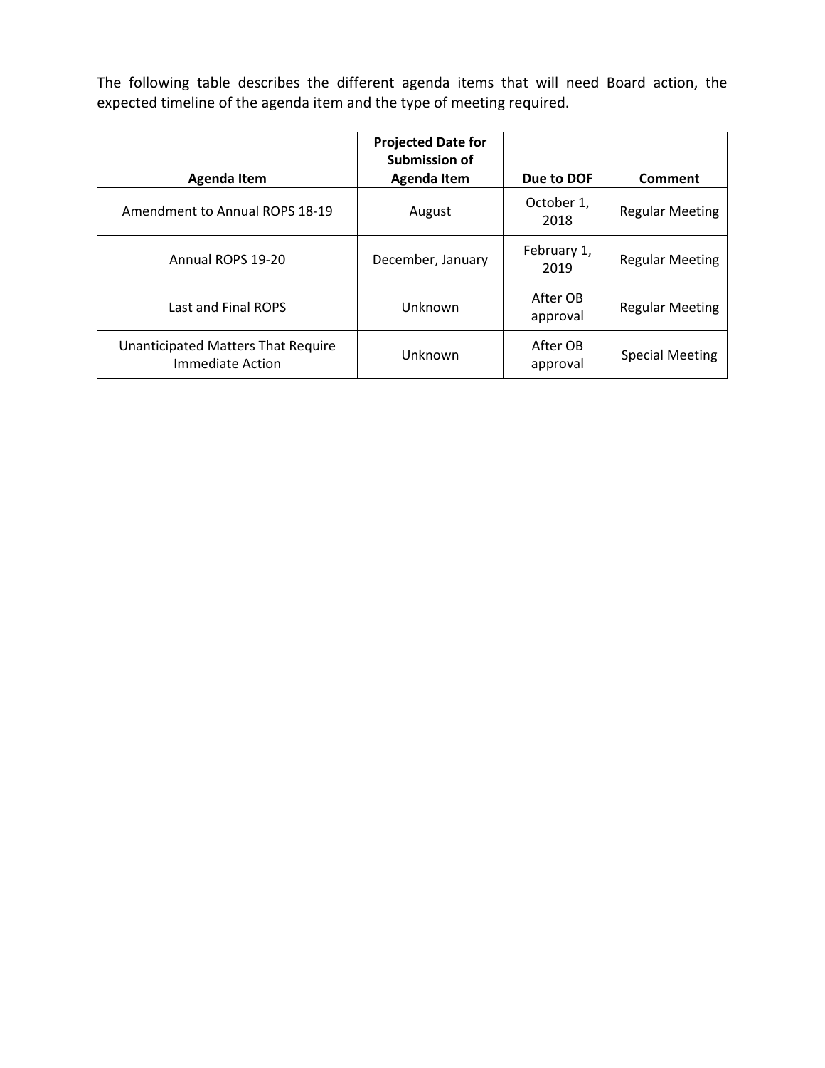The following table describes the different agenda items that will need Board action, the expected timeline of the agenda item and the type of meeting required.

| Agenda Item | Projected Date for Submission of Agenda Item | Due to DOF | Comment |
|---|---|---|---|
| Amendment to Annual ROPS 18-19 | August | October 1, 2018 | Regular Meeting |
| Annual ROPS 19-20 | December, January | February 1, 2019 | Regular Meeting |
| Last and Final ROPS | Unknown | After OB approval | Regular Meeting |
| Unanticipated Matters That Require Immediate Action | Unknown | After OB approval | Special Meeting |